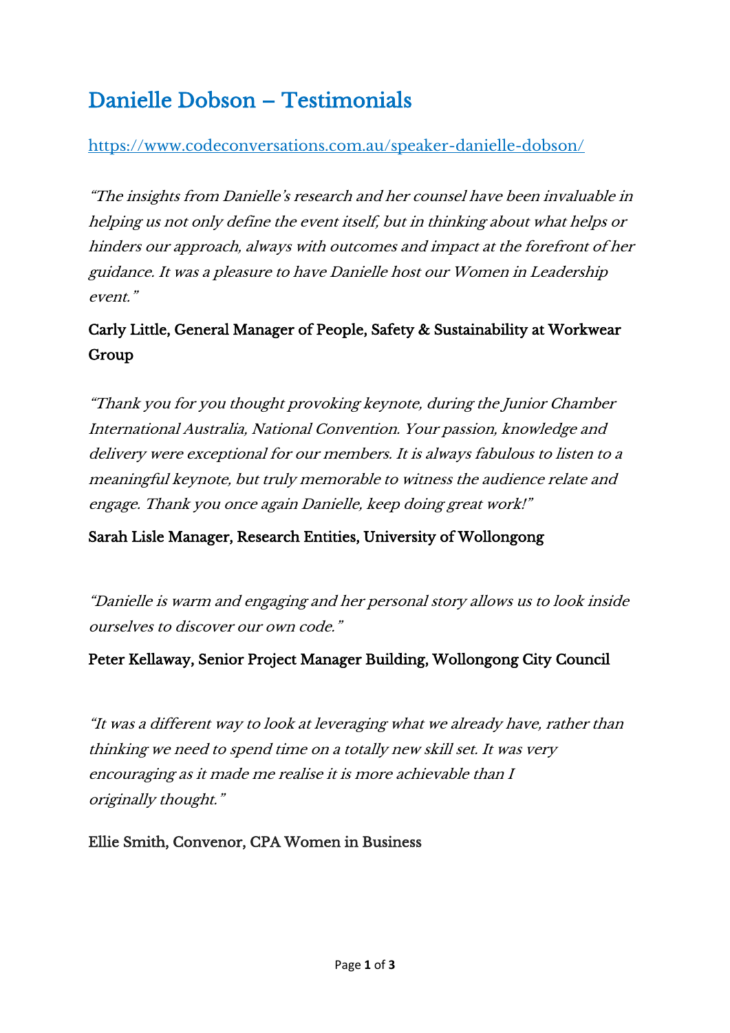# Danielle Dobson – Testimonials

https://www.codeconversations.com.au/speaker-danielle-dobson/

*"The insights from Danielle's research and her counsel have been invaluable in helping us not only define the event itself, but in thinking about what helps or hinders our approach, always with outcomes and impact at the forefront of her guidance. It was a pleasure to have Danielle host our Women in Leadership event."*

Carly Little, General Manager of People, Safety & Sustainability at Workwear Group

*"Thank you for you thought provoking keynote, during the Junior Chamber International Australia, National Convention. Your passion, knowledge and delivery were exceptional for our members. It is always fabulous to listen to a meaningful keynote, but truly memorable to witness the audience relate and engage. Thank you once again Danielle, keep doing great work!"*

Sarah Lisle Manager, Research Entities, University of Wollongong

*"Danielle is warm and engaging and her personal story allows us to look inside ourselves to discover our own code."*

Peter Kellaway, Senior Project Manager Building, Wollongong City Council

*"It was a different way to look at leveraging what we already have, rather than thinking we need to spend time on a totally new skill set. It was very encouraging as it made me realise it is more achievable than I originally thought."*

Ellie Smith, Convenor, CPA Women in Business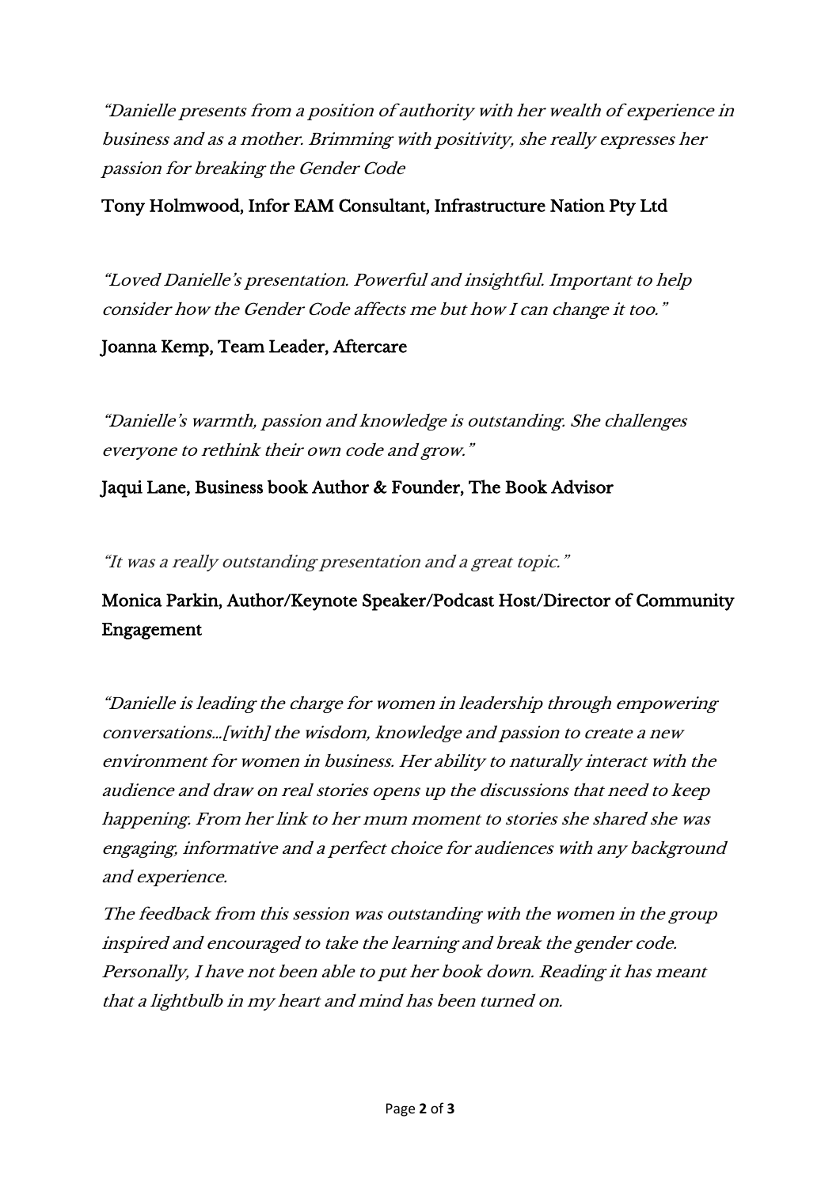*"Danielle presents from a position of authority with her wealth of experience in business and as a mother. Brimming with positivity, she really expresses her passion for breaking the Gender Code*

Tony Holmwood, Infor EAM Consultant, Infrastructure Nation Pty Ltd

*"Loved Danielle's presentation. Powerful and insightful. Important to help consider how the Gender Code affects me but how I can change it too."*

Joanna Kemp, Team Leader, Aftercare

*"Danielle's warmth, passion and knowledge is outstanding. She challenges everyone to rethink their own code and grow."*

Jaqui Lane, Business book Author & Founder, The Book Advisor

*"It was a really outstanding presentation and a great topic."*

Monica Parkin, Author/Keynote Speaker/Podcast Host/Director of Community Engagement

*"Danielle is leading the charge for women in leadership through empowering conversations...[with] the wisdom, knowledge and passion to create a new environment for women in business. Her ability to naturally interact with the audience and draw on real stories opens up the discussions that need to keep happening. From her link to her mum moment to stories she shared she was engaging, informative and a perfect choice for audiences with any background and experience.*

*The feedback from this session was outstanding with the women in the group inspired and encouraged to take the learning and break the gender code. Personally, I have not been able to put her book down. Reading it has meant that a lightbulb in my heart and mind has been turned on.*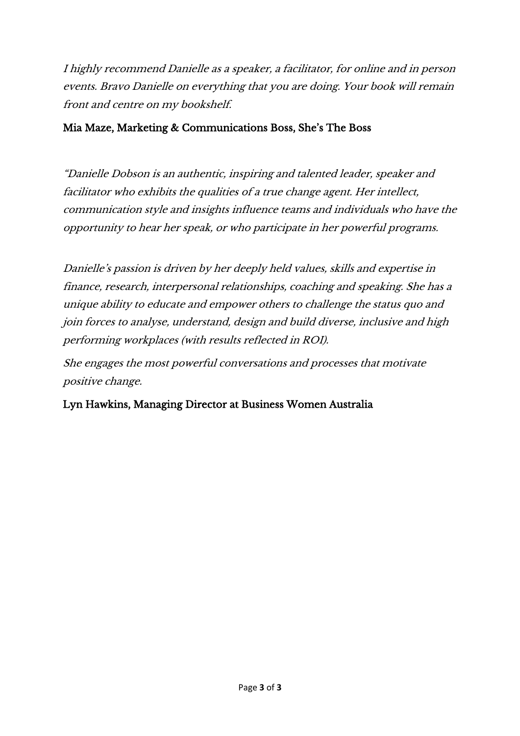*I highly recommend Danielle as a speaker, a facilitator, for online and in person events. Bravo Danielle on everything that you are doing. Your book will remain front and centre on my bookshelf.*

Mia Maze, Marketing & Communications Boss, She's The Boss

*"Danielle Dobson is an authentic, inspiring and talented leader, speaker and facilitator who exhibits the qualities of a true change agent. Her intellect, communication style and insights influence teams and individuals who have the opportunity to hear her speak, or who participate in her powerful programs.*

*Danielle's passion is driven by her deeply held values, skills and expertise in finance, research, interpersonal relationships, coaching and speaking. She has a unique ability to educate and empower others to challenge the status quo and join forces to analyse, understand, design and build diverse, inclusive and high performing workplaces (with results reflected in ROI).*

*She engages the most powerful conversations and processes that motivate positive change.*

Lyn Hawkins, Managing Director at Business Women Australia